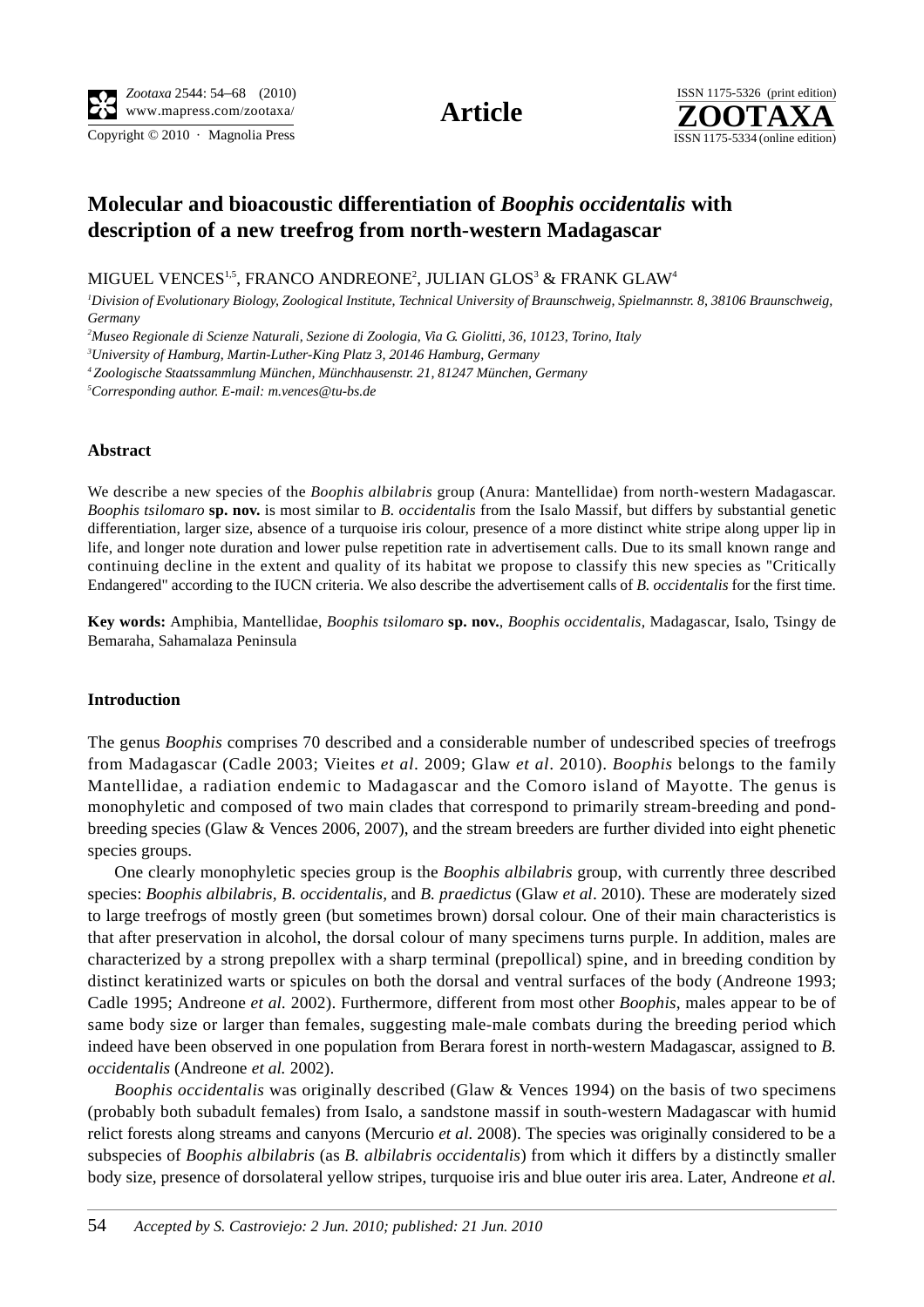# Molecular and bioacoustic differentiation of *Boophis occidentalis* with description of a new treefrog from north-western Madagascar

MIGUEL VENCES[1,5], FRANCO ANDREONE[2], JULIAN GLOS[3] & FRANK GLAW[4]

[1]*Division of Evolutionary Biology, Zoological Institute, Technical University of Braunschweig, Spielmannstr. 8, 38106 Braunschweig, Germany*

[2]*Museo Regionale di Scienze Naturali, Sezione di Zoologia, Via G. Giolitti, 36, 10123, Torino, Italy*

[3]*University of Hamburg, Martin-Luther-King Platz 3, 20146 Hamburg, Germany*

[4]*Zoologische Staatssammlung München, Münchhausenstr. 21, 81247 München, Germany*

[5]*Corresponding author. E-mail: m.vences@tu-bs.de*

## Abstract

We describe a new species of the *Boophis albilabris* group (Anura: Mantellidae) from north-western Madagascar. *Boophis tsilomaro* **sp. nov.** is most similar to *B. occidentalis* from the Isalo Massif, but differs by substantial genetic differentiation, larger size, absence of a turquoise iris colour, presence of a more distinct white stripe along upper lip in life, and longer note duration and lower pulse repetition rate in advertisement calls. Due to its small known range and continuing decline in the extent and quality of its habitat we propose to classify this new species as "Critically Endangered" according to the IUCN criteria. We also describe the advertisement calls of *B. occidentalis* for the first time.

**Key words:** Amphibia, Mantellidae, *Boophis tsilomaro* **sp. nov.**, *Boophis occidentalis*, Madagascar, Isalo, Tsingy de Bemaraha, Sahamalaza Peninsula

## Introduction

The genus *Boophis* comprises 70 described and a considerable number of undescribed species of treefrogs from Madagascar (Cadle 2003; Vieites *et al*. 2009; Glaw *et al*. 2010). *Boophis* belongs to the family Mantellidae, a radiation endemic to Madagascar and the Comoro island of Mayotte. The genus is monophyletic and composed of two main clades that correspond to primarily stream-breeding and pond-breeding species (Glaw & Vences 2006, 2007), and the stream breeders are further divided into eight phenetic species groups.

One clearly monophyletic species group is the *Boophis albilabris* group, with currently three described species: *Boophis albilabris, B. occidentalis,* and *B. praedictus* (Glaw *et al*. 2010). These are moderately sized to large treefrogs of mostly green (but sometimes brown) dorsal colour. One of their main characteristics is that after preservation in alcohol, the dorsal colour of many specimens turns purple. In addition, males are characterized by a strong prepollex with a sharp terminal (prepollical) spine, and in breeding condition by distinct keratinized warts or spicules on both the dorsal and ventral surfaces of the body (Andreone 1993; Cadle 1995; Andreone *et al.* 2002). Furthermore, different from most other *Boophis*, males appear to be of same body size or larger than females, suggesting male-male combats during the breeding period which indeed have been observed in one population from Berara forest in north-western Madagascar, assigned to *B. occidentalis* (Andreone *et al.* 2002).

*Boophis occidentalis* was originally described (Glaw & Vences 1994) on the basis of two specimens (probably both subadult females) from Isalo, a sandstone massif in south-western Madagascar with humid relict forests along streams and canyons (Mercurio *et al.* 2008). The species was originally considered to be a subspecies of *Boophis albilabris* (as *B. albilabris occidentalis*) from which it differs by a distinctly smaller body size, presence of dorsolateral yellow stripes, turquoise iris and blue outer iris area. Later, Andreone *et al.*

*Accepted by S. Castroviejo: 2 Jun. 2010; published: 21 Jun. 2010*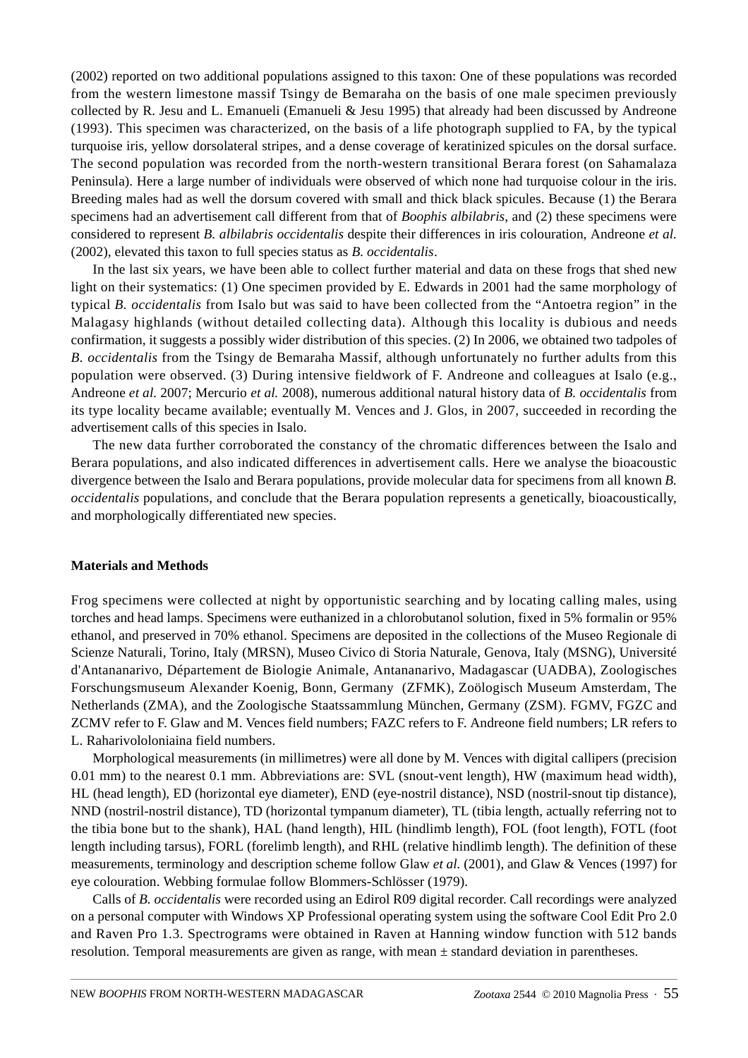(2002) reported on two additional populations assigned to this taxon: One of these populations was recorded from the western limestone massif Tsingy de Bemaraha on the basis of one male specimen previously collected by R. Jesu and L. Emanueli (Emanueli & Jesu 1995) that already had been discussed by Andreone (1993). This specimen was characterized, on the basis of a life photograph supplied to FA, by the typical turquoise iris, yellow dorsolateral stripes, and a dense coverage of keratinized spicules on the dorsal surface. The second population was recorded from the north-western transitional Berara forest (on Sahamalaza Peninsula). Here a large number of individuals were observed of which none had turquoise colour in the iris. Breeding males had as well the dorsum covered with small and thick black spicules. Because (1) the Berara specimens had an advertisement call different from that of *Boophis albilabris*, and (2) these specimens were considered to represent *B. albilabris occidentalis* despite their differences in iris colouration, Andreone *et al.* (2002), elevated this taxon to full species status as *B. occidentalis*.

In the last six years, we have been able to collect further material and data on these frogs that shed new light on their systematics: (1) One specimen provided by E. Edwards in 2001 had the same morphology of typical *B. occidentalis* from Isalo but was said to have been collected from the "Antoetra region" in the Malagasy highlands (without detailed collecting data). Although this locality is dubious and needs confirmation, it suggests a possibly wider distribution of this species. (2) In 2006, we obtained two tadpoles of *B. occidentalis* from the Tsingy de Bemaraha Massif, although unfortunately no further adults from this population were observed. (3) During intensive fieldwork of F. Andreone and colleagues at Isalo (e.g., Andreone *et al.* 2007; Mercurio *et al.* 2008), numerous additional natural history data of *B. occidentalis* from its type locality became available; eventually M. Vences and J. Glos, in 2007, succeeded in recording the advertisement calls of this species in Isalo.

The new data further corroborated the constancy of the chromatic differences between the Isalo and Berara populations, and also indicated differences in advertisement calls. Here we analyse the bioacoustic divergence between the Isalo and Berara populations, provide molecular data for specimens from all known *B. occidentalis* populations, and conclude that the Berara population represents a genetically, bioacoustically, and morphologically differentiated new species.

## Materials and Methods

Frog specimens were collected at night by opportunistic searching and by locating calling males, using torches and head lamps. Specimens were euthanized in a chlorobutanol solution, fixed in 5% formalin or 95% ethanol, and preserved in 70% ethanol. Specimens are deposited in the collections of the Museo Regionale di Scienze Naturali, Torino, Italy (MRSN), Museo Civico di Storia Naturale, Genova, Italy (MSNG), Université d'Antananarivo, Département de Biologie Animale, Antananarivo, Madagascar (UADBA), Zoologisches Forschungsmuseum Alexander Koenig, Bonn, Germany (ZFMK), Zoölogisch Museum Amsterdam, The Netherlands (ZMA), and the Zoologische Staatssammlung München, Germany (ZSM). FGMV, FGZC and ZCMV refer to F. Glaw and M. Vences field numbers; FAZC refers to F. Andreone field numbers; LR refers to L. Raharivololoniaina field numbers.

Morphological measurements (in millimetres) were all done by M. Vences with digital callipers (precision 0.01 mm) to the nearest 0.1 mm. Abbreviations are: SVL (snout-vent length), HW (maximum head width), HL (head length), ED (horizontal eye diameter), END (eye-nostril distance), NSD (nostril-snout tip distance), NND (nostril-nostril distance), TD (horizontal tympanum diameter), TL (tibia length, actually referring not to the tibia bone but to the shank), HAL (hand length), HIL (hindlimb length), FOL (foot length), FOTL (foot length including tarsus), FORL (forelimb length), and RHL (relative hindlimb length). The definition of these measurements, terminology and description scheme follow Glaw *et al.* (2001), and Glaw & Vences (1997) for eye colouration. Webbing formulae follow Blommers-Schlösser (1979).

Calls of *B. occidentalis* were recorded using an Edirol R09 digital recorder. Call recordings were analyzed on a personal computer with Windows XP Professional operating system using the software Cool Edit Pro 2.0 and Raven Pro 1.3. Spectrograms were obtained in Raven at Hanning window function with 512 bands resolution. Temporal measurements are given as range, with mean ± standard deviation in parentheses.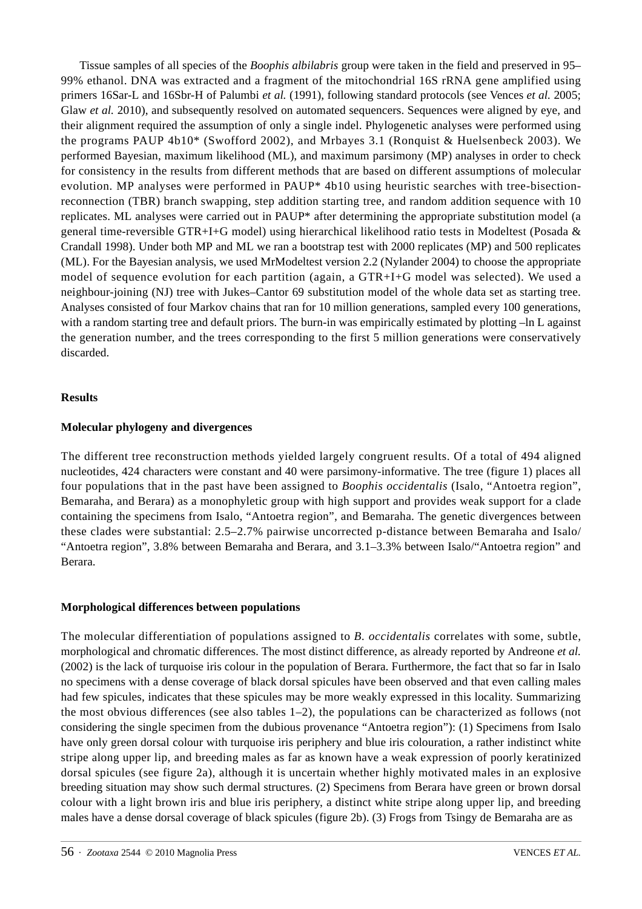Tissue samples of all species of the *Boophis albilabris* group were taken in the field and preserved in 95–99% ethanol. DNA was extracted and a fragment of the mitochondrial 16S rRNA gene amplified using primers 16Sar-L and 16Sbr-H of Palumbi *et al.* (1991), following standard protocols (see Vences *et al.* 2005; Glaw *et al.* 2010), and subsequently resolved on automated sequencers. Sequences were aligned by eye, and their alignment required the assumption of only a single indel. Phylogenetic analyses were performed using the programs PAUP 4b10* (Swofford 2002), and Mrbayes 3.1 (Ronquist & Huelsenbeck 2003). We performed Bayesian, maximum likelihood (ML), and maximum parsimony (MP) analyses in order to check for consistency in the results from different methods that are based on different assumptions of molecular evolution. MP analyses were performed in PAUP* 4b10 using heuristic searches with tree-bisection-reconnection (TBR) branch swapping, step addition starting tree, and random addition sequence with 10 replicates. ML analyses were carried out in PAUP* after determining the appropriate substitution model (a general time-reversible GTR+I+G model) using hierarchical likelihood ratio tests in Modeltest (Posada & Crandall 1998). Under both MP and ML we ran a bootstrap test with 2000 replicates (MP) and 500 replicates (ML). For the Bayesian analysis, we used MrModeltest version 2.2 (Nylander 2004) to choose the appropriate model of sequence evolution for each partition (again, a GTR+I+G model was selected). We used a neighbour-joining (NJ) tree with Jukes–Cantor 69 substitution model of the whole data set as starting tree. Analyses consisted of four Markov chains that ran for 10 million generations, sampled every 100 generations, with a random starting tree and default priors. The burn-in was empirically estimated by plotting –ln L against the generation number, and the trees corresponding to the first 5 million generations were conservatively discarded.

## Results

### Molecular phylogeny and divergences

The different tree reconstruction methods yielded largely congruent results. Of a total of 494 aligned nucleotides, 424 characters were constant and 40 were parsimony-informative. The tree (figure 1) places all four populations that in the past have been assigned to *Boophis occidentalis* (Isalo, "Antoetra region", Bemaraha, and Berara) as a monophyletic group with high support and provides weak support for a clade containing the specimens from Isalo, "Antoetra region", and Bemaraha. The genetic divergences between these clades were substantial: 2.5–2.7% pairwise uncorrected p-distance between Bemaraha and Isalo/ "Antoetra region", 3.8% between Bemaraha and Berara, and 3.1–3.3% between Isalo/"Antoetra region" and Berara.

### Morphological differences between populations

The molecular differentiation of populations assigned to *B. occidentalis* correlates with some, subtle, morphological and chromatic differences. The most distinct difference, as already reported by Andreone *et al.* (2002) is the lack of turquoise iris colour in the population of Berara. Furthermore, the fact that so far in Isalo no specimens with a dense coverage of black dorsal spicules have been observed and that even calling males had few spicules, indicates that these spicules may be more weakly expressed in this locality. Summarizing the most obvious differences (see also tables 1–2), the populations can be characterized as follows (not considering the single specimen from the dubious provenance "Antoetra region"): (1) Specimens from Isalo have only green dorsal colour with turquoise iris periphery and blue iris colouration, a rather indistinct white stripe along upper lip, and breeding males as far as known have a weak expression of poorly keratinized dorsal spicules (see figure 2a), although it is uncertain whether highly motivated males in an explosive breeding situation may show such dermal structures. (2) Specimens from Berara have green or brown dorsal colour with a light brown iris and blue iris periphery, a distinct white stripe along upper lip, and breeding males have a dense dorsal coverage of black spicules (figure 2b). (3) Frogs from Tsingy de Bemaraha are as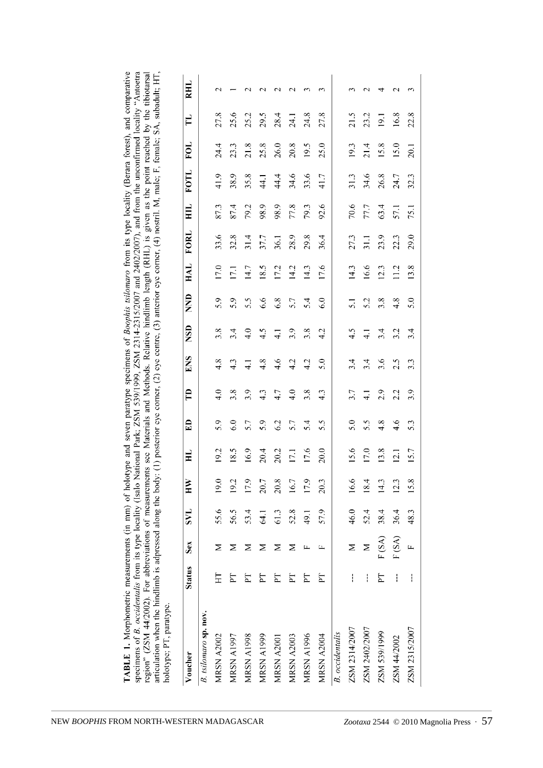**TABLE 1.** Morphometric measurements (in mm) of holotype and seven paratype specimens of *Boophis tsilomaro* from its type locality (Berara forest), and comparative specimens of *B. occidentalis* from its type locality (Isalo National Park; ZSM 539/1999, ZSM 2314-2315/2007 and 2402/2007), and from the unconfirmed locality "Antoetra region" (ZSM 44/2002). For abbreviations of measurements see Materials and Methods. Relative hindlimb length (RHL) is given as the point reached by the tibiotarsal articulation when the hindlimb is adpressed along the body: (1) posterior eye corner, (2) eye centre, (3) anterior eye corner, (4) nostril. M, male; F, female; SA, subadult; HT, holotype; PT, paratype.

| Voucher | Status | Sex | SVL | HW | HL | ED | TD | ENS | NSD | NND | HAL | FORL | HIL | FOTL | FOL | TL | RHL |
|---|---|---|---|---|---|---|---|---|---|---|---|---|---|---|---|---|---|
| ***B. tsilomaro* sp. nov.** | | | | | | | | | | | | | | | | | |
| MRSN A2002 | HT | M | 55.6 | 19.0 | 19.2 | 5.9 | 4.0 | 4.8 | 3.8 | 5.9 | 17.0 | 33.6 | 87.3 | 41.9 | 24.4 | 27.8 | 2 |
| MRSN A1997 | PT | M | 56.5 | 19.2 | 18.5 | 6.0 | 3.8 | 4.3 | 3.4 | 5.9 | 17.1 | 32.8 | 87.4 | 38.9 | 23.3 | 25.6 | 1 |
| MRSN A1998 | PT | M | 53.4 | 17.9 | 16.9 | 5.7 | 3.9 | 4.1 | 4.0 | 5.5 | 14.7 | 31.4 | 79.2 | 35.8 | 21.8 | 25.2 | 2 |
| MRSN A1999 | PT | M | 64.1 | 20.7 | 20.4 | 5.9 | 4.3 | 4.8 | 4.5 | 6.6 | 18.5 | 37.7 | 98.9 | 44.1 | 25.8 | 29.5 | 2 |
| MRSN A2001 | PT | M | 61.3 | 20.8 | 20.2 | 6.2 | 4.7 | 4.6 | 4.1 | 6.8 | 17.2 | 36.1 | 98.9 | 44.4 | 26.0 | 28.4 | 2 |
| MRSN A2003 | PT | M | 52.8 | 16.7 | 17.1 | 5.7 | 4.0 | 4.2 | 3.9 | 5.7 | 14.2 | 28.9 | 77.8 | 34.6 | 20.8 | 24.1 | 2 |
| MRSN A1996 | PT | F | 49.1 | 17.9 | 17.6 | 5.4 | 3.8 | 4.2 | 3.8 | 5.4 | 14.3 | 29.8 | 79.3 | 33.6 | 19.5 | 24.8 | 3 |
| MRSN A2004 | PT | F | 57.9 | 20.3 | 20.0 | 5.5 | 4.3 | 5.0 | 4.2 | 6.0 | 17.6 | 36.4 | 92.6 | 41.7 | 25.0 | 27.8 | 3 |
| ***B. occidentalis*** | | | | | | | | | | | | | | | | | |
| ZSM 2314/2007 | --- | M | 46.0 | 16.6 | 15.6 | 5.0 | 3.7 | 3.4 | 4.5 | 5.1 | 14.3 | 27.3 | 70.6 | 31.3 | 19.3 | 21.5 | 3 |
| ZSM 2402/2007 | --- | M | 52.4 | 18.4 | 17.0 | 5.5 | 4.1 | 3.4 | 4.1 | 5.2 | 16.6 | 31.1 | 77.7 | 34.6 | 21.4 | 23.2 | 2 |
| ZSM 539/1999 | PT | F (SA) | 38.4 | 14.3 | 13.8 | 4.8 | 2.9 | 3.6 | 3.4 | 3.8 | 12.3 | 23.9 | 63.4 | 26.8 | 15.8 | 19.1 | 4 |
| ZSM 44/2002 | --- | F (SA) | 36.4 | 12.3 | 12.1 | 4.6 | 2.2 | 2.5 | 3.2 | 4.8 | 11.2 | 22.3 | 57.1 | 24.7 | 15.0 | 16.8 | 2 |
| ZSM 2315/2007 | --- | F | 48.3 | 15.8 | 15.7 | 5.3 | 3.9 | 3.3 | 3.4 | 5.0 | 13.8 | 29.0 | 75.1 | 32.3 | 20.1 | 22.8 | 3 |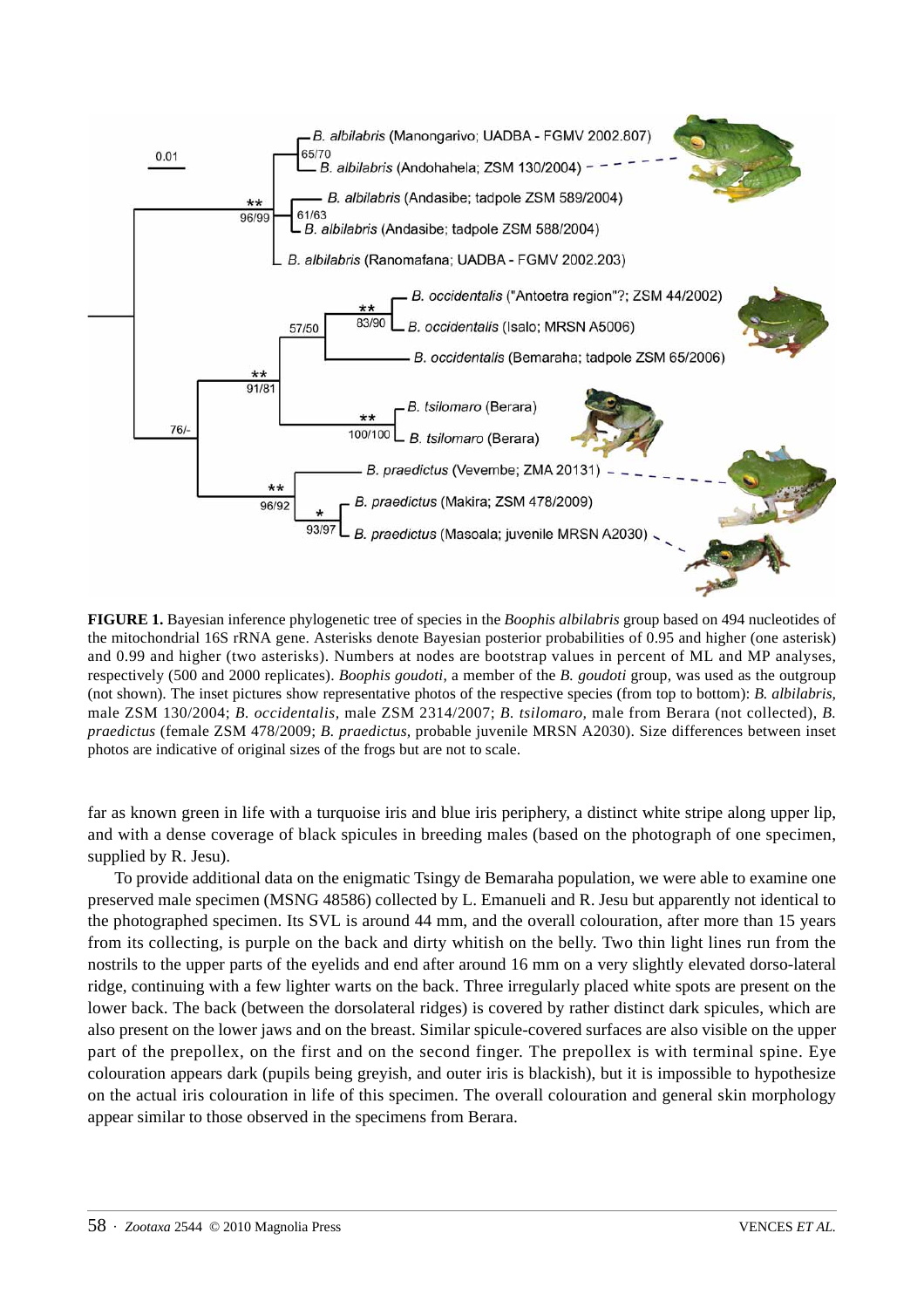**FIGURE 1.** Bayesian inference phylogenetic tree of species in the *Boophis albilabris* group based on 494 nucleotides of the mitochondrial 16S rRNA gene. Asterisks denote Bayesian posterior probabilities of 0.95 and higher (one asterisk) and 0.99 and higher (two asterisks). Numbers at nodes are bootstrap values in percent of ML and MP analyses, respectively (500 and 2000 replicates). *Boophis goudoti*, a member of the *B. goudoti* group, was used as the outgroup (not shown). The inset pictures show representative photos of the respective species (from top to bottom): *B. albilabris*, male ZSM 130/2004; *B. occidentalis*, male ZSM 2314/2007; *B. tsilomaro*, male from Berara (not collected), *B. praedictus* (female ZSM 478/2009; *B. praedictus*, probable juvenile MRSN A2030). Size differences between inset photos are indicative of original sizes of the frogs but are not to scale.

far as known green in life with a turquoise iris and blue iris periphery, a distinct white stripe along upper lip, and with a dense coverage of black spicules in breeding males (based on the photograph of one specimen, supplied by R. Jesu).

To provide additional data on the enigmatic Tsingy de Bemaraha population, we were able to examine one preserved male specimen (MSNG 48586) collected by L. Emanueli and R. Jesu but apparently not identical to the photographed specimen. Its SVL is around 44 mm, and the overall colouration, after more than 15 years from its collecting, is purple on the back and dirty whitish on the belly. Two thin light lines run from the nostrils to the upper parts of the eyelids and end after around 16 mm on a very slightly elevated dorso-lateral ridge, continuing with a few lighter warts on the back. Three irregularly placed white spots are present on the lower back. The back (between the dorsolateral ridges) is covered by rather distinct dark spicules, which are also present on the lower jaws and on the breast. Similar spicule-covered surfaces are also visible on the upper part of the prepollex, on the first and on the second finger. The prepollex is with terminal spine. Eye colouration appears dark (pupils being greyish, and outer iris is blackish), but it is impossible to hypothesize on the actual iris colouration in life of this specimen. The overall colouration and general skin morphology appear similar to those observed in the specimens from Berara.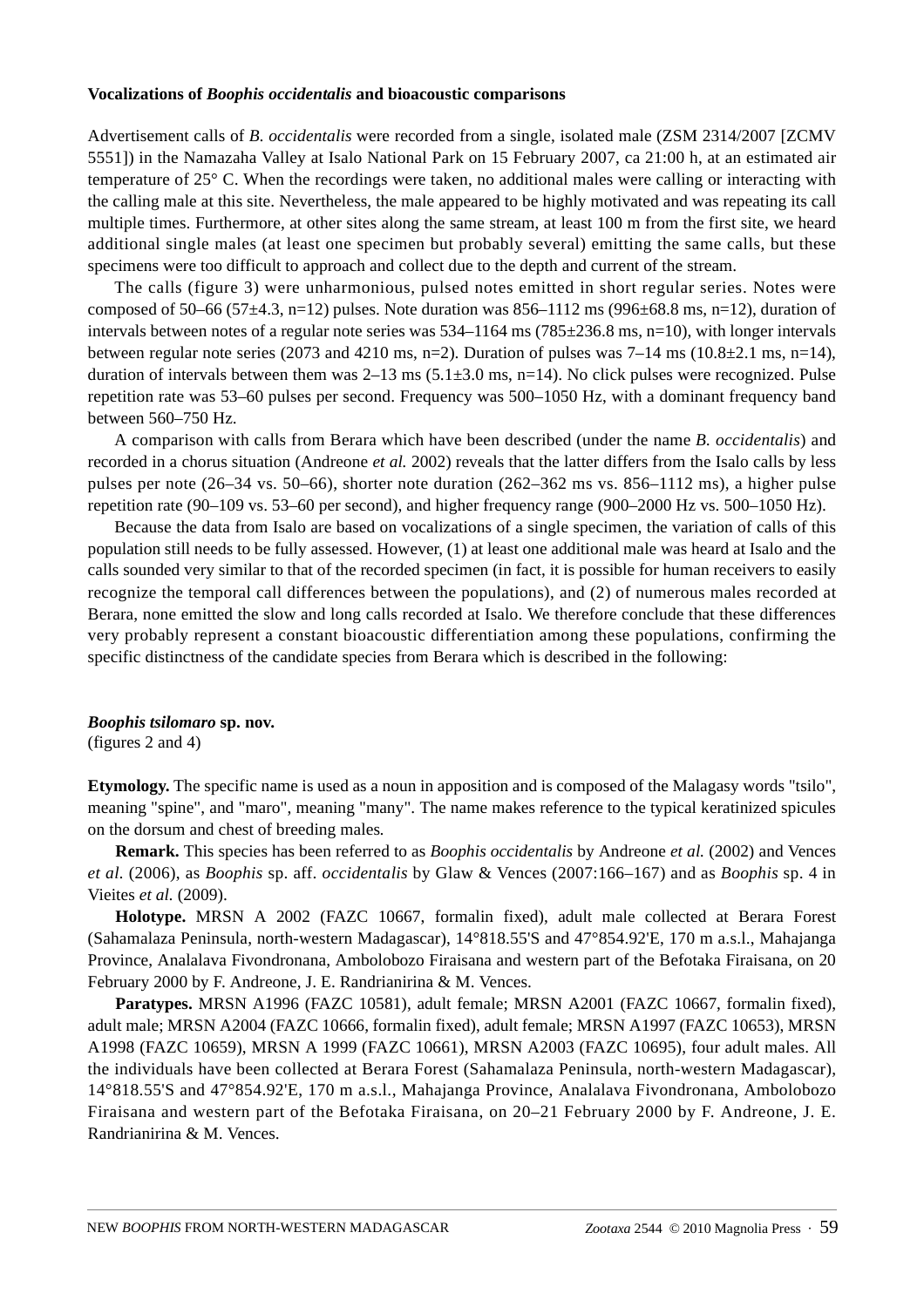**Vocalizations of *Boophis occidentalis* and bioacoustic comparisons**

Advertisement calls of *B. occidentalis* were recorded from a single, isolated male (ZSM 2314/2007 [ZCMV 5551]) in the Namazaha Valley at Isalo National Park on 15 February 2007, ca 21:00 h, at an estimated air temperature of 25° C. When the recordings were taken, no additional males were calling or interacting with the calling male at this site. Nevertheless, the male appeared to be highly motivated and was repeating its call multiple times. Furthermore, at other sites along the same stream, at least 100 m from the first site, we heard additional single males (at least one specimen but probably several) emitting the same calls, but these specimens were too difficult to approach and collect due to the depth and current of the stream.

The calls (figure 3) were unharmonious, pulsed notes emitted in short regular series. Notes were composed of 50–66 (57±4.3, n=12) pulses. Note duration was 856–1112 ms (996±68.8 ms, n=12), duration of intervals between notes of a regular note series was 534–1164 ms (785±236.8 ms, n=10), with longer intervals between regular note series (2073 and 4210 ms, n=2). Duration of pulses was 7–14 ms (10.8±2.1 ms, n=14), duration of intervals between them was 2–13 ms (5.1±3.0 ms, n=14). No click pulses were recognized. Pulse repetition rate was 53–60 pulses per second. Frequency was 500–1050 Hz, with a dominant frequency band between 560–750 Hz.

A comparison with calls from Berara which have been described (under the name *B. occidentalis*) and recorded in a chorus situation (Andreone *et al.* 2002) reveals that the latter differs from the Isalo calls by less pulses per note (26–34 vs. 50–66), shorter note duration (262–362 ms vs. 856–1112 ms), a higher pulse repetition rate (90–109 vs. 53–60 per second), and higher frequency range (900–2000 Hz vs. 500–1050 Hz).

Because the data from Isalo are based on vocalizations of a single specimen, the variation of calls of this population still needs to be fully assessed. However, (1) at least one additional male was heard at Isalo and the calls sounded very similar to that of the recorded specimen (in fact, it is possible for human receivers to easily recognize the temporal call differences between the populations), and (2) of numerous males recorded at Berara, none emitted the slow and long calls recorded at Isalo. We therefore conclude that these differences very probably represent a constant bioacoustic differentiation among these populations, confirming the specific distinctness of the candidate species from Berara which is described in the following:

***Boophis tsilomaro* sp. nov.**
(figures 2 and 4)

**Etymology.** The specific name is used as a noun in apposition and is composed of the Malagasy words "tsilo", meaning "spine", and "maro", meaning "many". The name makes reference to the typical keratinized spicules on the dorsum and chest of breeding males.

**Remark.** This species has been referred to as *Boophis occidentalis* by Andreone *et al.* (2002) and Vences *et al.* (2006), as *Boophis* sp. aff. *occidentalis* by Glaw & Vences (2007:166–167) and as *Boophis* sp. 4 in Vieites *et al.* (2009).

**Holotype.** MRSN A 2002 (FAZC 10667, formalin fixed), adult male collected at Berara Forest (Sahamalaza Peninsula, north-western Madagascar), 14°818.55'S and 47°854.92'E, 170 m a.s.l., Mahajanga Province, Analalava Fivondronana, Ambolobozo Firaisana and western part of the Befotaka Firaisana, on 20 February 2000 by F. Andreone, J. E. Randrianirina & M. Vences.

**Paratypes.** MRSN A1996 (FAZC 10581), adult female; MRSN A2001 (FAZC 10667, formalin fixed), adult male; MRSN A2004 (FAZC 10666, formalin fixed), adult female; MRSN A1997 (FAZC 10653), MRSN A1998 (FAZC 10659), MRSN A 1999 (FAZC 10661), MRSN A2003 (FAZC 10695), four adult males. All the individuals have been collected at Berara Forest (Sahamalaza Peninsula, north-western Madagascar), 14°818.55'S and 47°854.92'E, 170 m a.s.l., Mahajanga Province, Analalava Fivondronana, Ambolobozo Firaisana and western part of the Befotaka Firaisana, on 20–21 February 2000 by F. Andreone, J. E. Randrianirina & M. Vences.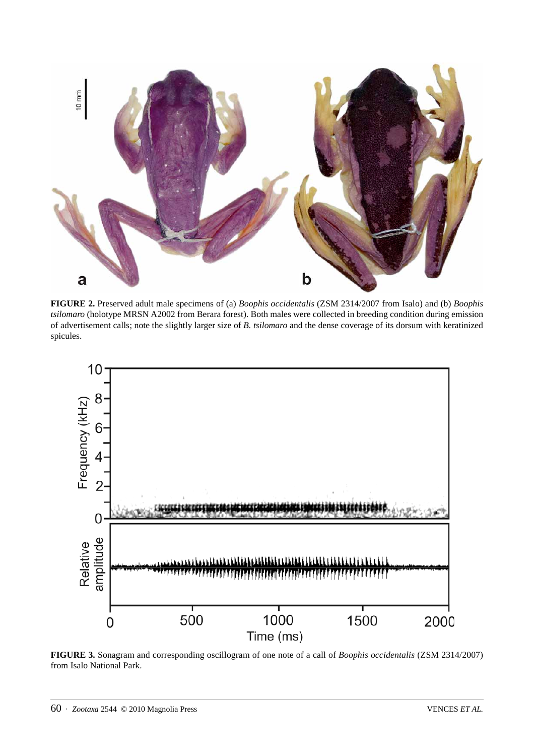**FIGURE 2.** Preserved adult male specimens of (a) *Boophis occidentalis* (ZSM 2314/2007 from Isalo) and (b) *Boophis tsilomaro* (holotype MRSN A2002 from Berara forest). Both males were collected in breeding condition during emission of advertisement calls; note the slightly larger size of *B. tsilomaro* and the dense coverage of its dorsum with keratinized spicules.

**FIGURE 3.** Sonagram and corresponding oscillogram of one note of a call of *Boophis occidentalis* (ZSM 2314/2007) from Isalo National Park.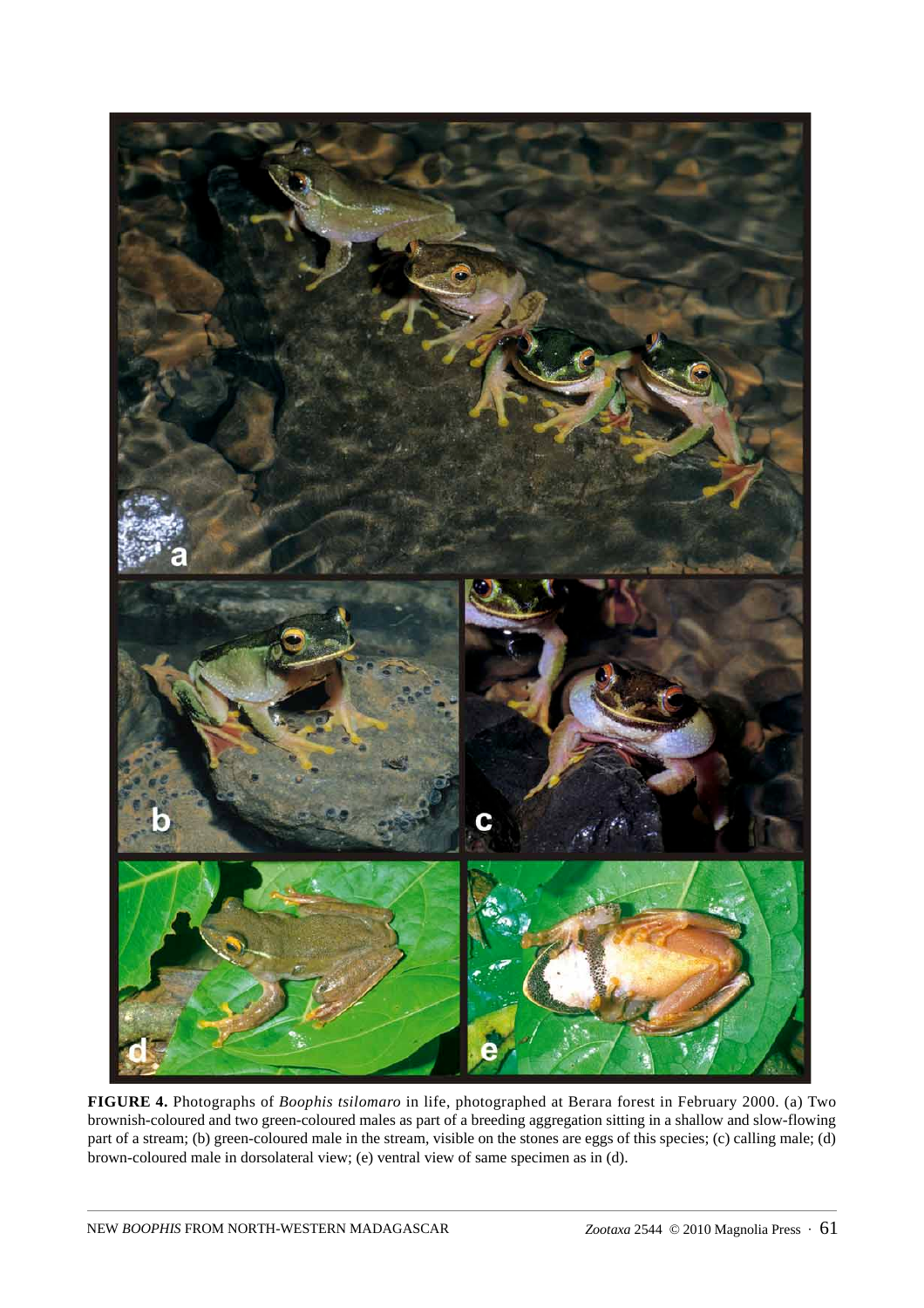**FIGURE 4.** Photographs of *Boophis tsilomaro* in life, photographed at Berara forest in February 2000. (a) Two brownish-coloured and two green-coloured males as part of a breeding aggregation sitting in a shallow and slow-flowing part of a stream; (b) green-coloured male in the stream, visible on the stones are eggs of this species; (c) calling male; (d) brown-coloured male in dorsolateral view; (e) ventral view of same specimen as in (d).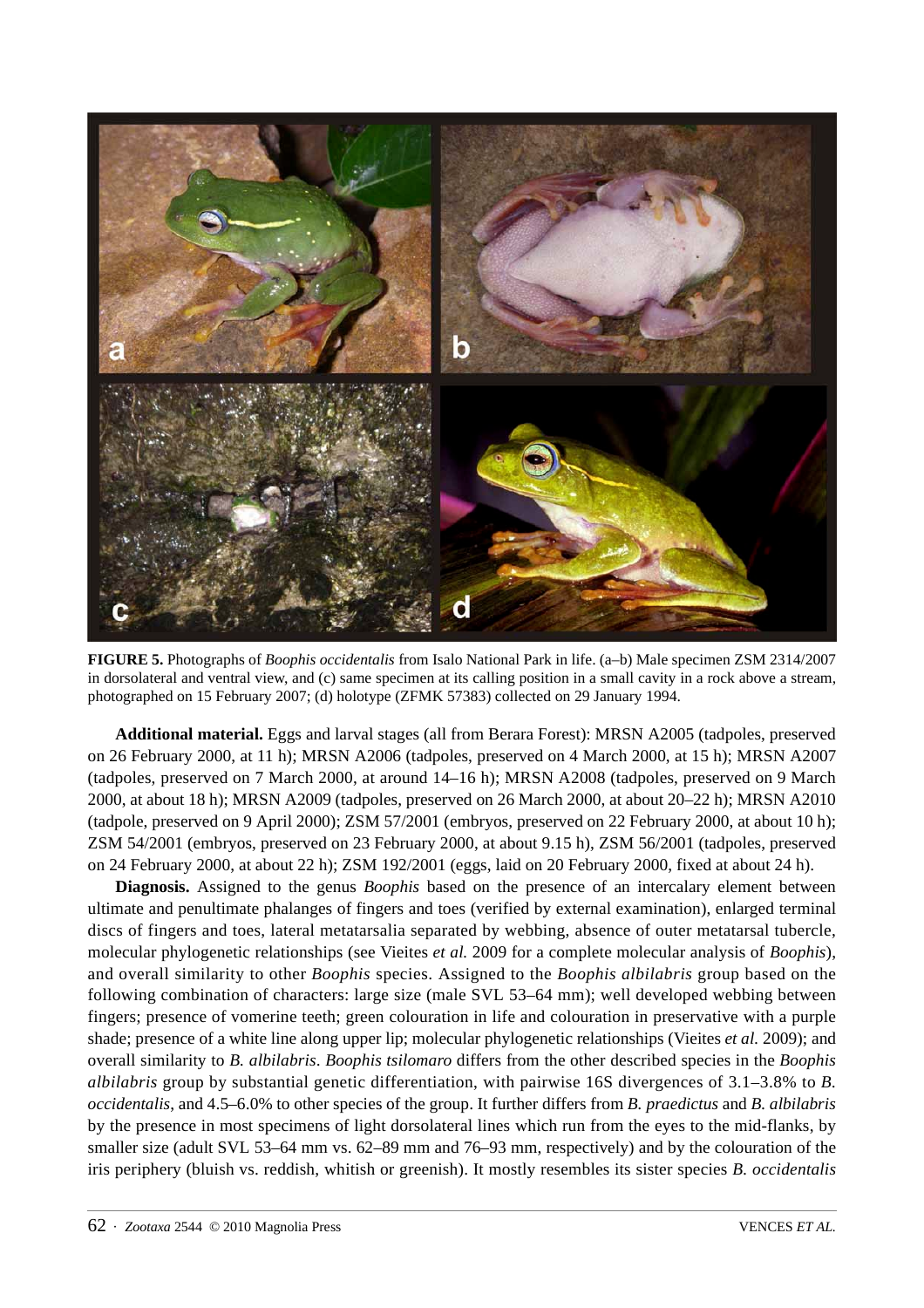**FIGURE 5.** Photographs of *Boophis occidentalis* from Isalo National Park in life. (a–b) Male specimen ZSM 2314/2007 in dorsolateral and ventral view, and (c) same specimen at its calling position in a small cavity in a rock above a stream, photographed on 15 February 2007; (d) holotype (ZFMK 57383) collected on 29 January 1994.

**Additional material.** Eggs and larval stages (all from Berara Forest): MRSN A2005 (tadpoles, preserved on 26 February 2000, at 11 h); MRSN A2006 (tadpoles, preserved on 4 March 2000, at 15 h); MRSN A2007 (tadpoles, preserved on 7 March 2000, at around 14–16 h); MRSN A2008 (tadpoles, preserved on 9 March 2000, at about 18 h); MRSN A2009 (tadpoles, preserved on 26 March 2000, at about 20–22 h); MRSN A2010 (tadpole, preserved on 9 April 2000); ZSM 57/2001 (embryos, preserved on 22 February 2000, at about 10 h); ZSM 54/2001 (embryos, preserved on 23 February 2000, at about 9.15 h), ZSM 56/2001 (tadpoles, preserved on 24 February 2000, at about 22 h); ZSM 192/2001 (eggs, laid on 20 February 2000, fixed at about 24 h).

**Diagnosis.** Assigned to the genus *Boophis* based on the presence of an intercalary element between ultimate and penultimate phalanges of fingers and toes (verified by external examination), enlarged terminal discs of fingers and toes, lateral metatarsalia separated by webbing, absence of outer metatarsal tubercle, molecular phylogenetic relationships (see Vieites *et al.* 2009 for a complete molecular analysis of *Boophis*), and overall similarity to other *Boophis* species. Assigned to the *Boophis albilabris* group based on the following combination of characters: large size (male SVL 53–64 mm); well developed webbing between fingers; presence of vomerine teeth; green colouration in life and colouration in preservative with a purple shade; presence of a white line along upper lip; molecular phylogenetic relationships (Vieites *et al.* 2009); and overall similarity to *B. albilabris*. *Boophis tsilomaro* differs from the other described species in the *Boophis albilabris* group by substantial genetic differentiation, with pairwise 16S divergences of 3.1–3.8% to *B. occidentalis*, and 4.5–6.0% to other species of the group. It further differs from *B. praedictus* and *B. albilabris* by the presence in most specimens of light dorsolateral lines which run from the eyes to the mid-flanks, by smaller size (adult SVL 53–64 mm vs. 62–89 mm and 76–93 mm, respectively) and by the colouration of the iris periphery (bluish vs. reddish, whitish or greenish). It mostly resembles its sister species *B. occidentalis*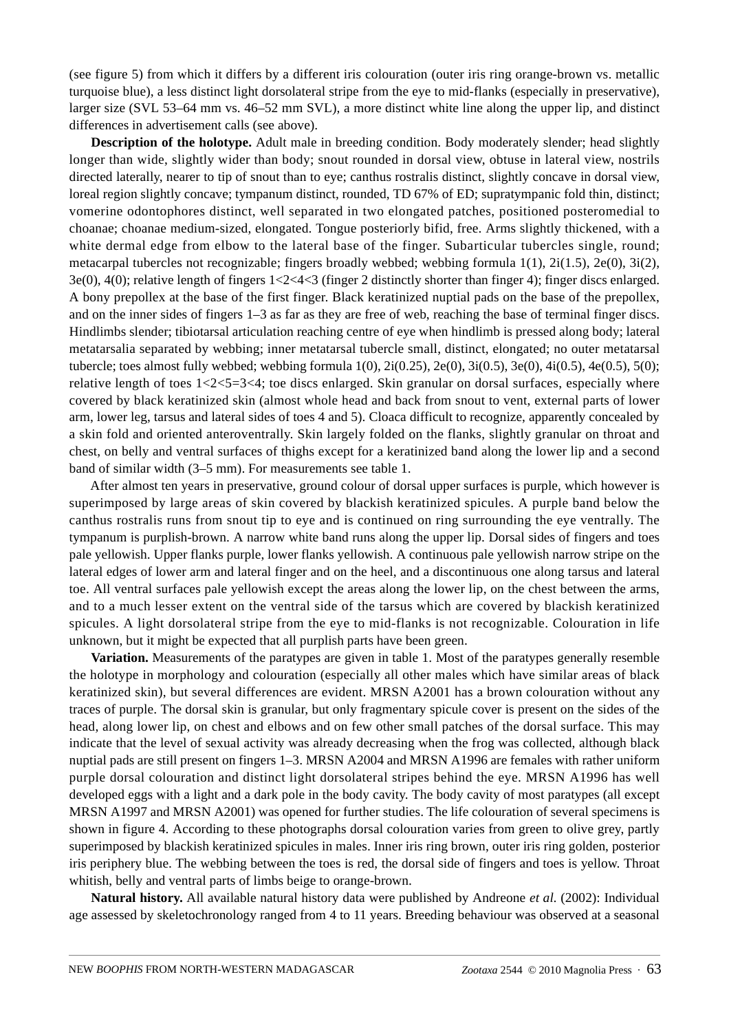(see figure 5) from which it differs by a different iris colouration (outer iris ring orange-brown vs. metallic turquoise blue), a less distinct light dorsolateral stripe from the eye to mid-flanks (especially in preservative), larger size (SVL 53–64 mm vs. 46–52 mm SVL), a more distinct white line along the upper lip, and distinct differences in advertisement calls (see above).

**Description of the holotype.** Adult male in breeding condition. Body moderately slender; head slightly longer than wide, slightly wider than body; snout rounded in dorsal view, obtuse in lateral view, nostrils directed laterally, nearer to tip of snout than to eye; canthus rostralis distinct, slightly concave in dorsal view, loreal region slightly concave; tympanum distinct, rounded, TD 67% of ED; supratympanic fold thin, distinct; vomerine odontophores distinct, well separated in two elongated patches, positioned posteromedial to choanae; choanae medium-sized, elongated. Tongue posteriorly bifid, free. Arms slightly thickened, with a white dermal edge from elbow to the lateral base of the finger. Subarticular tubercles single, round; metacarpal tubercles not recognizable; fingers broadly webbed; webbing formula 1(1), 2i(1.5), 2e(0), 3i(2), 3e(0), 4(0); relative length of fingers 1<2<4<3 (finger 2 distinctly shorter than finger 4); finger discs enlarged. A bony prepollex at the base of the first finger. Black keratinized nuptial pads on the base of the prepollex, and on the inner sides of fingers 1–3 as far as they are free of web, reaching the base of terminal finger discs. Hindlimbs slender; tibiotarsal articulation reaching centre of eye when hindlimb is pressed along body; lateral metatarsalia separated by webbing; inner metatarsal tubercle small, distinct, elongated; no outer metatarsal tubercle; toes almost fully webbed; webbing formula 1(0), 2i(0.25), 2e(0), 3i(0.5), 3e(0), 4i(0.5), 4e(0.5), 5(0); relative length of toes 1<2<5=3<4; toe discs enlarged. Skin granular on dorsal surfaces, especially where covered by black keratinized skin (almost whole head and back from snout to vent, external parts of lower arm, lower leg, tarsus and lateral sides of toes 4 and 5). Cloaca difficult to recognize, apparently concealed by a skin fold and oriented anteroventrally. Skin largely folded on the flanks, slightly granular on throat and chest, on belly and ventral surfaces of thighs except for a keratinized band along the lower lip and a second band of similar width (3–5 mm). For measurements see table 1.

After almost ten years in preservative, ground colour of dorsal upper surfaces is purple, which however is superimposed by large areas of skin covered by blackish keratinized spicules. A purple band below the canthus rostralis runs from snout tip to eye and is continued on ring surrounding the eye ventrally. The tympanum is purplish-brown. A narrow white band runs along the upper lip. Dorsal sides of fingers and toes pale yellowish. Upper flanks purple, lower flanks yellowish. A continuous pale yellowish narrow stripe on the lateral edges of lower arm and lateral finger and on the heel, and a discontinuous one along tarsus and lateral toe. All ventral surfaces pale yellowish except the areas along the lower lip, on the chest between the arms, and to a much lesser extent on the ventral side of the tarsus which are covered by blackish keratinized spicules. A light dorsolateral stripe from the eye to mid-flanks is not recognizable. Colouration in life unknown, but it might be expected that all purplish parts have been green.

**Variation.** Measurements of the paratypes are given in table 1. Most of the paratypes generally resemble the holotype in morphology and colouration (especially all other males which have similar areas of black keratinized skin), but several differences are evident. MRSN A2001 has a brown colouration without any traces of purple. The dorsal skin is granular, but only fragmentary spicule cover is present on the sides of the head, along lower lip, on chest and elbows and on few other small patches of the dorsal surface. This may indicate that the level of sexual activity was already decreasing when the frog was collected, although black nuptial pads are still present on fingers 1–3. MRSN A2004 and MRSN A1996 are females with rather uniform purple dorsal colouration and distinct light dorsolateral stripes behind the eye. MRSN A1996 has well developed eggs with a light and a dark pole in the body cavity. The body cavity of most paratypes (all except MRSN A1997 and MRSN A2001) was opened for further studies. The life colouration of several specimens is shown in figure 4. According to these photographs dorsal colouration varies from green to olive grey, partly superimposed by blackish keratinized spicules in males. Inner iris ring brown, outer iris ring golden, posterior iris periphery blue. The webbing between the toes is red, the dorsal side of fingers and toes is yellow. Throat whitish, belly and ventral parts of limbs beige to orange-brown.

**Natural history.** All available natural history data were published by Andreone *et al.* (2002): Individual age assessed by skeletochronology ranged from 4 to 11 years. Breeding behaviour was observed at a seasonal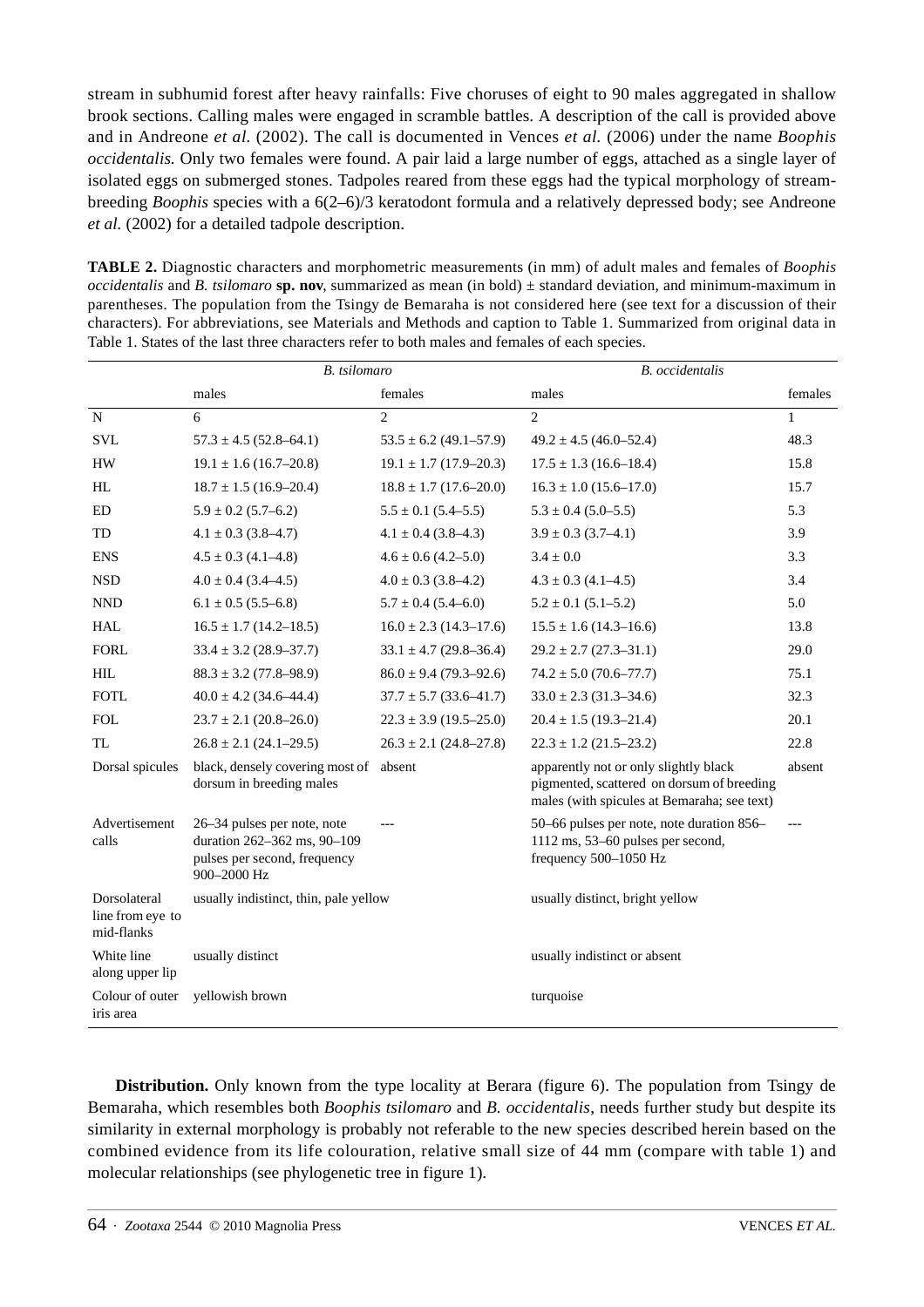stream in subhumid forest after heavy rainfalls: Five choruses of eight to 90 males aggregated in shallow brook sections. Calling males were engaged in scramble battles. A description of the call is provided above and in Andreone *et al.* (2002). The call is documented in Vences *et al.* (2006) under the name *Boophis occidentalis.* Only two females were found. A pair laid a large number of eggs, attached as a single layer of isolated eggs on submerged stones. Tadpoles reared from these eggs had the typical morphology of stream-breeding *Boophis* species with a 6(2–6)/3 keratodont formula and a relatively depressed body; see Andreone *et al.* (2002) for a detailed tadpole description.

**TABLE 2.** Diagnostic characters and morphometric measurements (in mm) of adult males and females of *Boophis occidentalis* and *B. tsilomaro* **sp. nov**, summarized as mean (in bold) ± standard deviation, and minimum-maximum in parentheses. The population from the Tsingy de Bemaraha is not considered here (see text for a discussion of their characters). For abbreviations, see Materials and Methods and caption to Table 1. Summarized from original data in Table 1. States of the last three characters refer to both males and females of each species.

| | *B. tsilomaro* | | *B. occidentalis* | |
|---|---|---|---|---|
| | males | females | males | females |
| N | 6 | 2 | 2 | 1 |
| SVL | **57.3** ± 4.5 (52.8–64.1) | **53.5** ± 6.2 (49.1–57.9) | **49.2** ± 4.5 (46.0–52.4) | 48.3 |
| HW | **19.1** ± 1.6 (16.7–20.8) | **19.1** ± 1.7 (17.9–20.3) | **17.5** ± 1.3 (16.6–18.4) | 15.8 |
| HL | **18.7** ± 1.5 (16.9–20.4) | **18.8** ± 1.7 (17.6–20.0) | **16.3** ± 1.0 (15.6–17.0) | 15.7 |
| ED | **5.9** ± 0.2 (5.7–6.2) | **5.5** ± 0.1 (5.4–5.5) | **5.3** ± 0.4 (5.0–5.5) | 5.3 |
| TD | **4.1** ± 0.3 (3.8–4.7) | **4.1** ± 0.4 (3.8–4.3) | **3.9** ± 0.3 (3.7–4.1) | 3.9 |
| ENS | **4.5** ± 0.3 (4.1–4.8) | **4.6** ± 0.6 (4.2–5.0) | **3.4** ± 0.0 | 3.3 |
| NSD | **4.0** ± 0.4 (3.4–4.5) | **4.0** ± 0.3 (3.8–4.2) | **4.3** ± 0.3 (4.1–4.5) | 3.4 |
| NND | **6.1** ± 0.5 (5.5–6.8) | **5.7** ± 0.4 (5.4–6.0) | **5.2** ± 0.1 (5.1–5.2) | 5.0 |
| HAL | **16.5** ± 1.7 (14.2–18.5) | **16.0** ± 2.3 (14.3–17.6) | **15.5** ± 1.6 (14.3–16.6) | 13.8 |
| FORL | **33.4** ± 3.2 (28.9–37.7) | **33.1** ± 4.7 (29.8–36.4) | **29.2** ± 2.7 (27.3–31.1) | 29.0 |
| HIL | **88.3** ± 3.2 (77.8–98.9) | **86.0** ± 9.4 (79.3–92.6) | **74.2** ± 5.0 (70.6–77.7) | 75.1 |
| FOTL | **40.0** ± 4.2 (34.6–44.4) | **37.7** ± 5.7 (33.6–41.7) | **33.0** ± 2.3 (31.3–34.6) | 32.3 |
| FOL | **23.7** ± 2.1 (20.8–26.0) | **22.3** ± 3.9 (19.5–25.0) | **20.4** ± 1.5 (19.3–21.4) | 20.1 |
| TL | **26.8** ± 2.1 (24.1–29.5) | **26.3** ± 2.1 (24.8–27.8) | **22.3** ± 1.2 (21.5–23.2) | 22.8 |
| Dorsal spicules | black, densely covering most of dorsum in breeding males | absent | apparently not or only slightly black pigmented, scattered on dorsum of breeding males (with spicules at Bemaraha; see text) | absent |
| Advertisement calls | 26–34 pulses per note, note duration 262–362 ms, 90–109 pulses per second, frequency 900–2000 Hz | --- | 50–66 pulses per note, note duration 856–1112 ms, 53–60 pulses per second, frequency 500–1050 Hz | --- |
| Dorsolateral line from eye to mid-flanks | usually indistinct, thin, pale yellow | | usually distinct, bright yellow | |
| White line along upper lip | usually distinct | | usually indistinct or absent | |
| Colour of outer iris area | yellowish brown | | turquoise | |

**Distribution.** Only known from the type locality at Berara (figure 6). The population from Tsingy de Bemaraha, which resembles both *Boophis tsilomaro* and *B. occidentalis*, needs further study but despite its similarity in external morphology is probably not referable to the new species described herein based on the combined evidence from its life colouration, relative small size of 44 mm (compare with table 1) and molecular relationships (see phylogenetic tree in figure 1).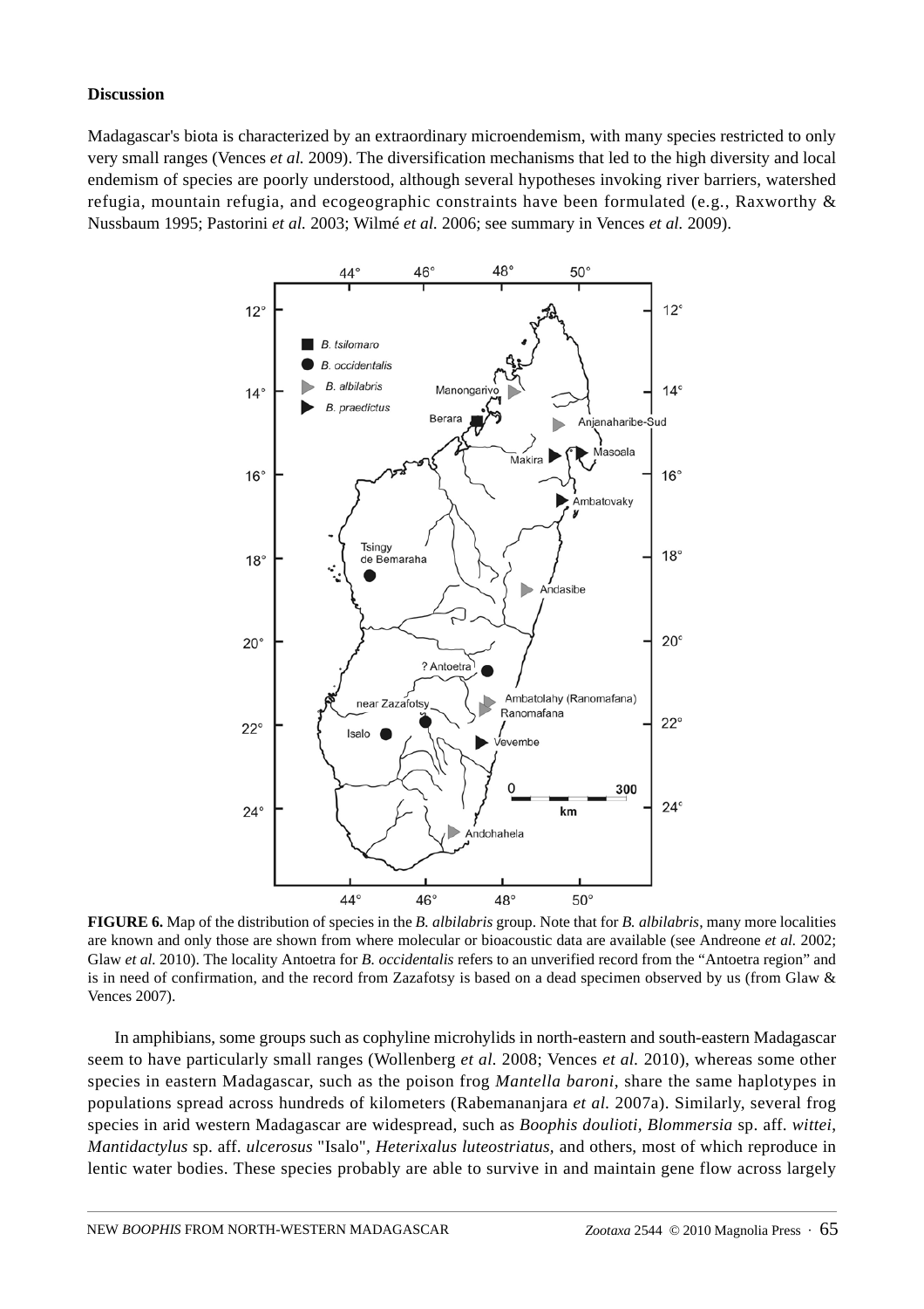## Discussion

Madagascar's biota is characterized by an extraordinary microendemism, with many species restricted to only very small ranges (Vences *et al.* 2009). The diversification mechanisms that led to the high diversity and local endemism of species are poorly understood, although several hypotheses invoking river barriers, watershed refugia, mountain refugia, and ecogeographic constraints have been formulated (e.g., Raxworthy & Nussbaum 1995; Pastorini *et al.* 2003; Wilmé *et al.* 2006; see summary in Vences *et al.* 2009).

**FIGURE 6.** Map of the distribution of species in the *B. albilabris* group. Note that for *B. albilabris*, many more localities are known and only those are shown from where molecular or bioacoustic data are available (see Andreone *et al.* 2002; Glaw *et al.* 2010). The locality Antoetra for *B. occidentalis* refers to an unverified record from the "Antoetra region" and is in need of confirmation, and the record from Zazafotsy is based on a dead specimen observed by us (from Glaw & Vences 2007).

In amphibians, some groups such as cophyline microhylids in north-eastern and south-eastern Madagascar seem to have particularly small ranges (Wollenberg *et al.* 2008; Vences *et al.* 2010), whereas some other species in eastern Madagascar, such as the poison frog *Mantella baroni*, share the same haplotypes in populations spread across hundreds of kilometers (Rabemananjara *et al.* 2007a). Similarly, several frog species in arid western Madagascar are widespread, such as *Boophis doulioti*, *Blommersia* sp. aff. *wittei*, *Mantidactylus* sp. aff. *ulcerosus* "Isalo", *Heterixalus luteostriatus*, and others, most of which reproduce in lentic water bodies. These species probably are able to survive in and maintain gene flow across largely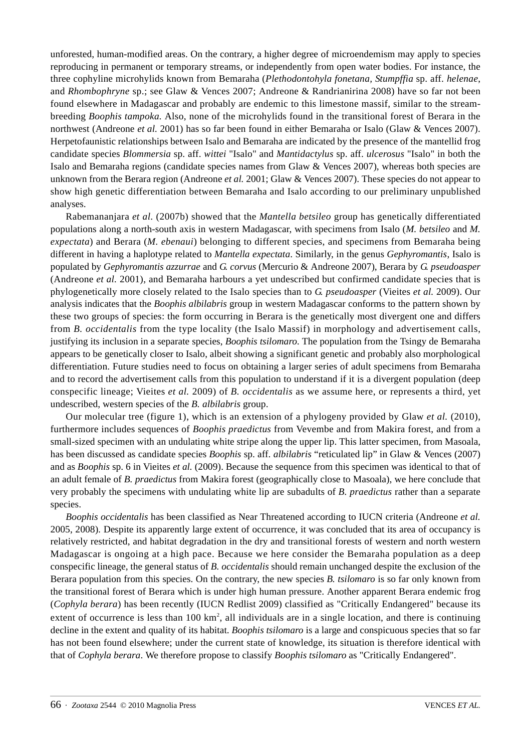unforested, human-modified areas. On the contrary, a higher degree of microendemism may apply to species reproducing in permanent or temporary streams, or independently from open water bodies. For instance, the three cophyline microhylids known from Bemaraha (*Plethodontohyla fonetana*, *Stumpffia* sp. aff. *helenae*, and *Rhombophryne* sp.; see Glaw & Vences 2007; Andreone & Randrianirina 2008) have so far not been found elsewhere in Madagascar and probably are endemic to this limestone massif, similar to the stream-breeding *Boophis tampoka*. Also, none of the microhylids found in the transitional forest of Berara in the northwest (Andreone *et al.* 2001) has so far been found in either Bemaraha or Isalo (Glaw & Vences 2007). Herpetofaunistic relationships between Isalo and Bemaraha are indicated by the presence of the mantellid frog candidate species *Blommersia* sp. aff. *wittei* "Isalo" and *Mantidactylus* sp. aff. *ulcerosus* "Isalo" in both the Isalo and Bemaraha regions (candidate species names from Glaw & Vences 2007), whereas both species are unknown from the Berara region (Andreone *et al.* 2001; Glaw & Vences 2007). These species do not appear to show high genetic differentiation between Bemaraha and Isalo according to our preliminary unpublished analyses.

Rabemananjara *et al*. (2007b) showed that the *Mantella betsileo* group has genetically differentiated populations along a north-south axis in western Madagascar, with specimens from Isalo (*M. betsileo* and *M. expectata*) and Berara (*M. ebenaui*) belonging to different species, and specimens from Bemaraha being different in having a haplotype related to *Mantella expectata*. Similarly, in the genus *Gephyromantis*, Isalo is populated by *Gephyromantis azzurrae* and *G. corvus* (Mercurio & Andreone 2007), Berara by *G. pseudoasper* (Andreone *et al.* 2001), and Bemaraha harbours a yet undescribed but confirmed candidate species that is phylogenetically more closely related to the Isalo species than to *G. pseudoasper* (Vieites *et al.* 2009). Our analysis indicates that the *Boophis albilabris* group in western Madagascar conforms to the pattern shown by these two groups of species: the form occurring in Berara is the genetically most divergent one and differs from *B. occidentalis* from the type locality (the Isalo Massif) in morphology and advertisement calls, justifying its inclusion in a separate species, *Boophis tsilomaro*. The population from the Tsingy de Bemaraha appears to be genetically closer to Isalo, albeit showing a significant genetic and probably also morphological differentiation. Future studies need to focus on obtaining a larger series of adult specimens from Bemaraha and to record the advertisement calls from this population to understand if it is a divergent population (deep conspecific lineage; Vieites *et al.* 2009) of *B. occidentalis* as we assume here, or represents a third, yet undescribed, western species of the *B. albilabris* group.

Our molecular tree (figure 1), which is an extension of a phylogeny provided by Glaw *et al.* (2010), furthermore includes sequences of *Boophis praedictus* from Vevembe and from Makira forest, and from a small-sized specimen with an undulating white stripe along the upper lip. This latter specimen, from Masoala, has been discussed as candidate species *Boophis* sp. aff. *albilabris* "reticulated lip" in Glaw & Vences (2007) and as *Boophis* sp. 6 in Vieites *et al.* (2009). Because the sequence from this specimen was identical to that of an adult female of *B. praedictus* from Makira forest (geographically close to Masoala), we here conclude that very probably the specimens with undulating white lip are subadults of *B. praedictus* rather than a separate species.

*Boophis occidentalis* has been classified as Near Threatened according to IUCN criteria (Andreone *et al.* 2005, 2008). Despite its apparently large extent of occurrence, it was concluded that its area of occupancy is relatively restricted, and habitat degradation in the dry and transitional forests of western and north western Madagascar is ongoing at a high pace. Because we here consider the Bemaraha population as a deep conspecific lineage, the general status of *B. occidentalis* should remain unchanged despite the exclusion of the Berara population from this species. On the contrary, the new species *B. tsilomaro* is so far only known from the transitional forest of Berara which is under high human pressure. Another apparent Berara endemic frog (*Cophyla berara*) has been recently (IUCN Redlist 2009) classified as "Critically Endangered" because its extent of occurrence is less than 100 km$^2$, all individuals are in a single location, and there is continuing decline in the extent and quality of its habitat. *Boophis tsilomaro* is a large and conspicuous species that so far has not been found elsewhere; under the current state of knowledge, its situation is therefore identical with that of *Cophyla berara*. We therefore propose to classify *Boophis tsilomaro* as "Critically Endangered".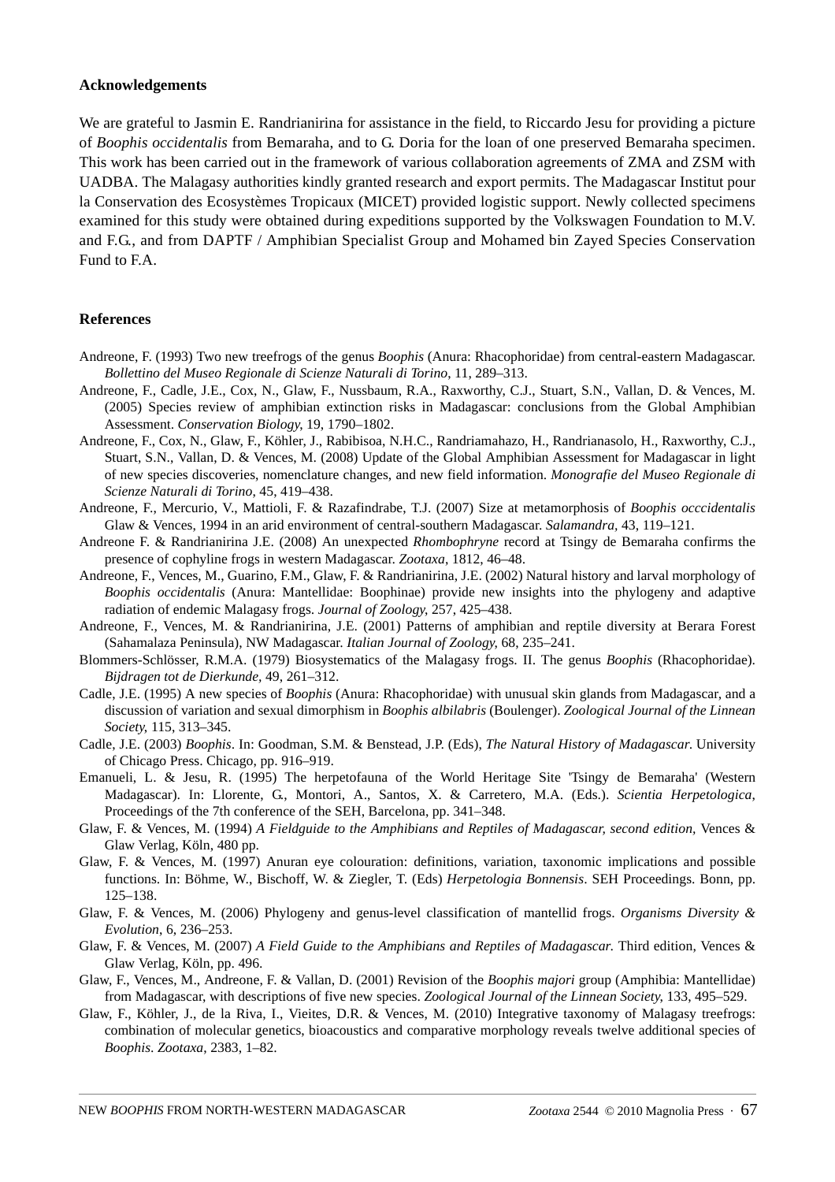## Acknowledgements

We are grateful to Jasmin E. Randrianirina for assistance in the field, to Riccardo Jesu for providing a picture of *Boophis occidentalis* from Bemaraha, and to G. Doria for the loan of one preserved Bemaraha specimen. This work has been carried out in the framework of various collaboration agreements of ZMA and ZSM with UADBA. The Malagasy authorities kindly granted research and export permits. The Madagascar Institut pour la Conservation des Ecosystèmes Tropicaux (MICET) provided logistic support. Newly collected specimens examined for this study were obtained during expeditions supported by the Volkswagen Foundation to M.V. and F.G., and from DAPTF / Amphibian Specialist Group and Mohamed bin Zayed Species Conservation Fund to F.A.

## References

Andreone, F. (1993) Two new treefrogs of the genus *Boophis* (Anura: Rhacophoridae) from central-eastern Madagascar. *Bollettino del Museo Regionale di Scienze Naturali di Torino*, 11, 289–313.

Andreone, F., Cadle, J.E., Cox, N., Glaw, F., Nussbaum, R.A., Raxworthy, C.J., Stuart, S.N., Vallan, D. & Vences, M. (2005) Species review of amphibian extinction risks in Madagascar: conclusions from the Global Amphibian Assessment. *Conservation Biology*, 19, 1790–1802.

Andreone, F., Cox, N., Glaw, F., Köhler, J., Rabibisoa, N.H.C., Randriamahazo, H., Randrianasolo, H., Raxworthy, C.J., Stuart, S.N., Vallan, D. & Vences, M. (2008) Update of the Global Amphibian Assessment for Madagascar in light of new species discoveries, nomenclature changes, and new field information. *Monografie del Museo Regionale di Scienze Naturali di Torino*, 45, 419–438.

Andreone, F., Mercurio, V., Mattioli, F. & Razafindrabe, T.J. (2007) Size at metamorphosis of *Boophis occcidentalis* Glaw & Vences, 1994 in an arid environment of central-southern Madagascar. *Salamandra*, 43, 119–121.

Andreone F. & Randrianirina J.E. (2008) An unexpected *Rhombophryne* record at Tsingy de Bemaraha confirms the presence of cophyline frogs in western Madagascar. *Zootaxa*, 1812, 46–48.

Andreone, F., Vences, M., Guarino, F.M., Glaw, F. & Randrianirina, J.E. (2002) Natural history and larval morphology of *Boophis occidentalis* (Anura: Mantellidae: Boophinae) provide new insights into the phylogeny and adaptive radiation of endemic Malagasy frogs. *Journal of Zoology*, 257, 425–438.

Andreone, F., Vences, M. & Randrianirina, J.E. (2001) Patterns of amphibian and reptile diversity at Berara Forest (Sahamalaza Peninsula), NW Madagascar. *Italian Journal of Zoology*, 68, 235–241.

Blommers-Schlösser, R.M.A. (1979) Biosystematics of the Malagasy frogs. II. The genus *Boophis* (Rhacophoridae). *Bijdragen tot de Dierkunde*, 49, 261–312.

Cadle, J.E. (1995) A new species of *Boophis* (Anura: Rhacophoridae) with unusual skin glands from Madagascar, and a discussion of variation and sexual dimorphism in *Boophis albilabris* (Boulenger). *Zoological Journal of the Linnean Society*, 115, 313–345.

Cadle, J.E. (2003) *Boophis*. In: Goodman, S.M. & Benstead, J.P. (Eds), *The Natural History of Madagascar*. University of Chicago Press. Chicago, pp. 916–919.

Emanueli, L. & Jesu, R. (1995) The herpetofauna of the World Heritage Site 'Tsingy de Bemaraha' (Western Madagascar). In: Llorente, G., Montori, A., Santos, X. & Carretero, M.A. (Eds.). *Scientia Herpetologica*, Proceedings of the 7th conference of the SEH, Barcelona, pp. 341–348.

Glaw, F. & Vences, M. (1994) *A Fieldguide to the Amphibians and Reptiles of Madagascar, second edition*, Vences & Glaw Verlag, Köln, 480 pp.

Glaw, F. & Vences, M. (1997) Anuran eye colouration: definitions, variation, taxonomic implications and possible functions. In: Böhme, W., Bischoff, W. & Ziegler, T. (Eds) *Herpetologia Bonnensis*. SEH Proceedings. Bonn, pp. 125–138.

Glaw, F. & Vences, M. (2006) Phylogeny and genus-level classification of mantellid frogs. *Organisms Diversity & Evolution*, 6, 236–253.

Glaw, F. & Vences, M. (2007) *A Field Guide to the Amphibians and Reptiles of Madagascar.* Third edition, Vences & Glaw Verlag, Köln, pp. 496.

Glaw, F., Vences, M., Andreone, F. & Vallan, D. (2001) Revision of the *Boophis majori* group (Amphibia: Mantellidae) from Madagascar, with descriptions of five new species. *Zoological Journal of the Linnean Society*, 133, 495–529.

Glaw, F., Köhler, J., de la Riva, I., Vieites, D.R. & Vences, M. (2010) Integrative taxonomy of Malagasy treefrogs: combination of molecular genetics, bioacoustics and comparative morphology reveals twelve additional species of *Boophis*. *Zootaxa*, 2383, 1–82.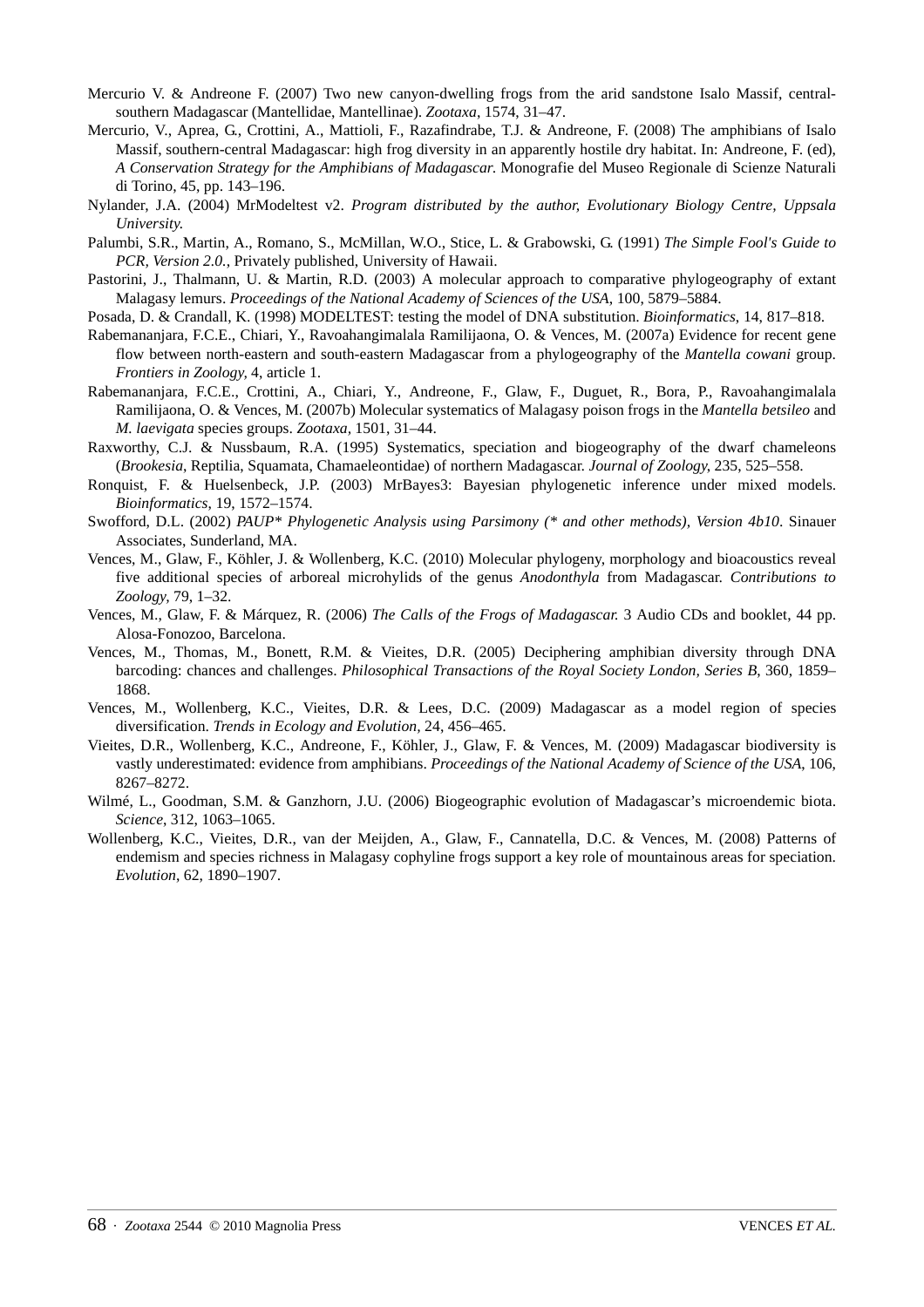Mercurio V. & Andreone F. (2007) Two new canyon-dwelling frogs from the arid sandstone Isalo Massif, central-southern Madagascar (Mantellidae, Mantellinae). *Zootaxa*, 1574, 31–47.

Mercurio, V., Aprea, G., Crottini, A., Mattioli, F., Razafindrabe, T.J. & Andreone, F. (2008) The amphibians of Isalo Massif, southern-central Madagascar: high frog diversity in an apparently hostile dry habitat. In: Andreone, F. (ed), *A Conservation Strategy for the Amphibians of Madagascar.* Monografie del Museo Regionale di Scienze Naturali di Torino, 45, pp. 143–196.

Nylander, J.A. (2004) MrModeltest v2. *Program distributed by the author, Evolutionary Biology Centre, Uppsala University.*

Palumbi, S.R., Martin, A., Romano, S., McMillan, W.O., Stice, L. & Grabowski, G. (1991) *The Simple Fool's Guide to PCR, Version 2.0.*, Privately published, University of Hawaii.

Pastorini, J., Thalmann, U. & Martin, R.D. (2003) A molecular approach to comparative phylogeography of extant Malagasy lemurs. *Proceedings of the National Academy of Sciences of the USA*, 100, 5879–5884.

Posada, D. & Crandall, K. (1998) MODELTEST: testing the model of DNA substitution. *Bioinformatics*, 14, 817–818.

Rabemananjara, F.C.E., Chiari, Y., Ravoahangimalala Ramilijaona, O. & Vences, M. (2007a) Evidence for recent gene flow between north-eastern and south-eastern Madagascar from a phylogeography of the *Mantella cowani* group. *Frontiers in Zoology*, 4, article 1.

Rabemananjara, F.C.E., Crottini, A., Chiari, Y., Andreone, F., Glaw, F., Duguet, R., Bora, P., Ravoahangimalala Ramilijaona, O. & Vences, M. (2007b) Molecular systematics of Malagasy poison frogs in the *Mantella betsileo* and *M. laevigata* species groups. *Zootaxa*, 1501, 31–44.

Raxworthy, C.J. & Nussbaum, R.A. (1995) Systematics, speciation and biogeography of the dwarf chameleons (*Brookesia*, Reptilia, Squamata, Chamaeleontidae) of northern Madagascar. *Journal of Zoology*, 235, 525–558.

Ronquist, F. & Huelsenbeck, J.P. (2003) MrBayes3: Bayesian phylogenetic inference under mixed models. *Bioinformatics*, 19, 1572–1574.

Swofford, D.L. (2002) *PAUP* Phylogenetic Analysis using Parsimony (* and other methods), Version 4b10*. Sinauer Associates, Sunderland, MA.

Vences, M., Glaw, F., Köhler, J. & Wollenberg, K.C. (2010) Molecular phylogeny, morphology and bioacoustics reveal five additional species of arboreal microhylids of the genus *Anodonthyla* from Madagascar. *Contributions to Zoology*, 79, 1–32.

Vences, M., Glaw, F. & Márquez, R. (2006) *The Calls of the Frogs of Madagascar.* 3 Audio CDs and booklet, 44 pp. Alosa-Fonozoo, Barcelona.

Vences, M., Thomas, M., Bonett, R.M. & Vieites, D.R. (2005) Deciphering amphibian diversity through DNA barcoding: chances and challenges. *Philosophical Transactions of the Royal Society London, Series B*, 360, 1859–1868.

Vences, M., Wollenberg, K.C., Vieites, D.R. & Lees, D.C. (2009) Madagascar as a model region of species diversification. *Trends in Ecology and Evolution*, 24, 456–465.

Vieites, D.R., Wollenberg, K.C., Andreone, F., Köhler, J., Glaw, F. & Vences, M. (2009) Madagascar biodiversity is vastly underestimated: evidence from amphibians. *Proceedings of the National Academy of Science of the USA*, 106, 8267–8272.

Wilmé, L., Goodman, S.M. & Ganzhorn, J.U. (2006) Biogeographic evolution of Madagascar's microendemic biota. *Science*, 312, 1063–1065.

Wollenberg, K.C., Vieites, D.R., van der Meijden, A., Glaw, F., Cannatella, D.C. & Vences, M. (2008) Patterns of endemism and species richness in Malagasy cophyline frogs support a key role of mountainous areas for speciation. *Evolution*, 62, 1890–1907.